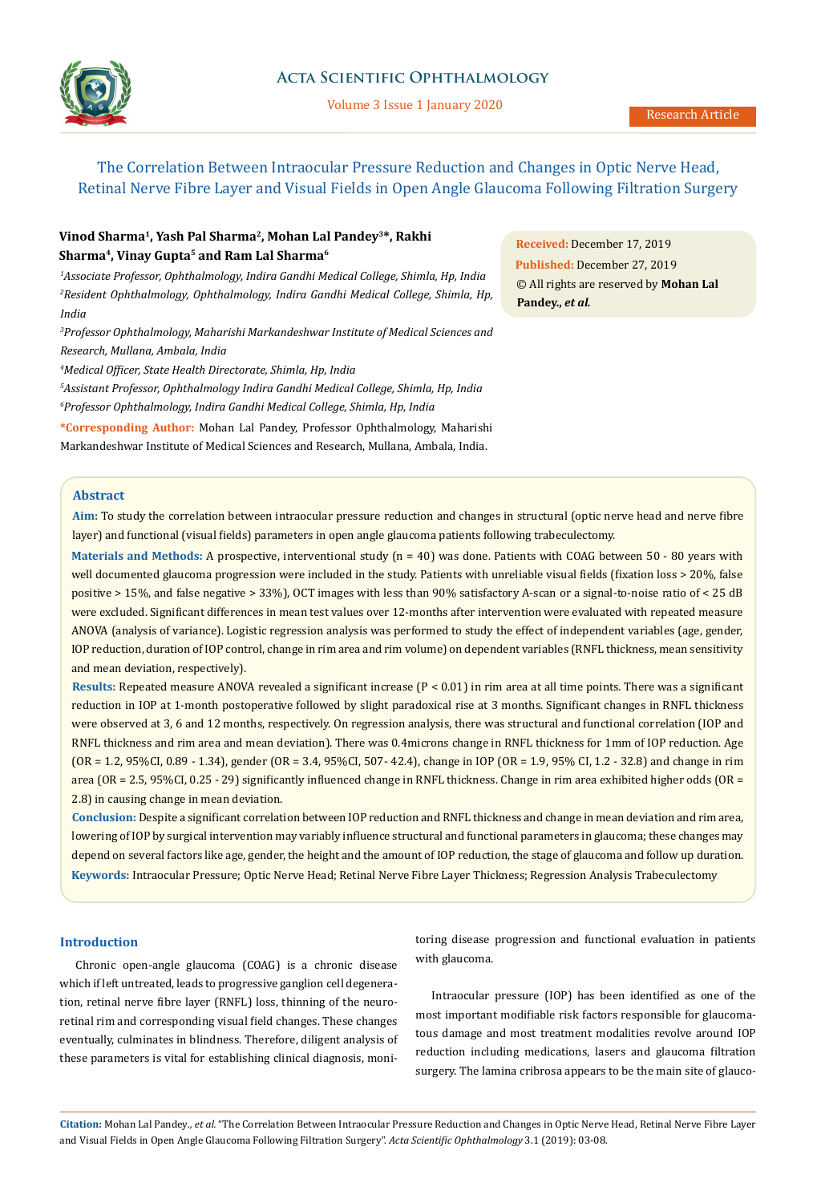Research Article

# The Correlation Between Intraocular Pressure Reduction and Changes in Optic Nerve Head, Retinal Nerve Fibre Layer and Visual Fields in Open Angle Glaucoma Following Filtration Surgery

**Vinod Sharma[1], Yash Pal Sharma[2], Mohan Lal Pandey[3]*, Rakhi Sharma[4], Vinay Gupta[5] and Ram Lal Sharma[6]**

*[1]Associate Professor, Ophthalmology, Indira Gandhi Medical College, Shimla, Hp, India*
*[2]Resident Ophthalmology, Ophthalmology, Indira Gandhi Medical College, Shimla, Hp, India*
*[3]Professor Ophthalmology, Maharishi Markandeshwar Institute of Medical Sciences and Research, Mullana, Ambala, India*
*[4]Medical Officer, State Health Directorate, Shimla, Hp, India*
*[5]Assistant Professor, Ophthalmology Indira Gandhi Medical College, Shimla, Hp, India*
*[6]Professor Ophthalmology, Indira Gandhi Medical College, Shimla, Hp, India*

**\*Corresponding Author:** Mohan Lal Pandey, Professor Ophthalmology, Maharishi Markandeshwar Institute of Medical Sciences and Research, Mullana, Ambala, India.

**Received:** December 17, 2019
**Published:** December 27, 2019
© All rights are reserved by **Mohan Lal Pandey., *et al.***

## Abstract

**Aim:** To study the correlation between intraocular pressure reduction and changes in structural (optic nerve head and nerve fibre layer) and functional (visual fields) parameters in open angle glaucoma patients following trabeculectomy.

**Materials and Methods:** A prospective, interventional study (n = 40) was done. Patients with COAG between 50 - 80 years with well documented glaucoma progression were included in the study. Patients with unreliable visual fields (fixation loss > 20%, false positive > 15%, and false negative > 33%), OCT images with less than 90% satisfactory A-scan or a signal-to-noise ratio of < 25 dB were excluded. Significant differences in mean test values over 12-months after intervention were evaluated with repeated measure ANOVA (analysis of variance). Logistic regression analysis was performed to study the effect of independent variables (age, gender, IOP reduction, duration of IOP control, change in rim area and rim volume) on dependent variables (RNFL thickness, mean sensitivity and mean deviation, respectively).

**Results:** Repeated measure ANOVA revealed a significant increase (P < 0.01) in rim area at all time points. There was a significant reduction in IOP at 1-month postoperative followed by slight paradoxical rise at 3 months. Significant changes in RNFL thickness were observed at 3, 6 and 12 months, respectively. On regression analysis, there was structural and functional correlation (IOP and RNFL thickness and rim area and mean deviation). There was 0.4microns change in RNFL thickness for 1mm of IOP reduction. Age (OR = 1.2, 95%CI, 0.89 - 1.34), gender (OR = 3.4, 95%CI, 507- 42.4), change in IOP (OR = 1.9, 95% CI, 1.2 - 32.8) and change in rim area (OR = 2.5, 95%CI, 0.25 - 29) significantly influenced change in RNFL thickness. Change in rim area exhibited higher odds (OR = 2.8) in causing change in mean deviation.

**Conclusion:** Despite a significant correlation between IOP reduction and RNFL thickness and change in mean deviation and rim area, lowering of IOP by surgical intervention may variably influence structural and functional parameters in glaucoma; these changes may depend on several factors like age, gender, the height and the amount of IOP reduction, the stage of glaucoma and follow up duration.

**Keywords:** Intraocular Pressure; Optic Nerve Head; Retinal Nerve Fibre Layer Thickness; Regression Analysis Trabeculectomy

## Introduction

Chronic open-angle glaucoma (COAG) is a chronic disease which if left untreated, leads to progressive ganglion cell degeneration, retinal nerve fibre layer (RNFL) loss, thinning of the neuroretinal rim and corresponding visual field changes. These changes eventually, culminates in blindness. Therefore, diligent analysis of these parameters is vital for establishing clinical diagnosis, monitoring disease progression and functional evaluation in patients with glaucoma.

Intraocular pressure (IOP) has been identified as one of the most important modifiable risk factors responsible for glaucomatous damage and most treatment modalities revolve around IOP reduction including medications, lasers and glaucoma filtration surgery. The lamina cribrosa appears to be the main site of glauco-

**Citation:** Mohan Lal Pandey., *et al.* "The Correlation Between Intraocular Pressure Reduction and Changes in Optic Nerve Head, Retinal Nerve Fibre Layer and Visual Fields in Open Angle Glaucoma Following Filtration Surgery". *Acta Scientific Ophthalmology* 3.1 (2019): 03-08.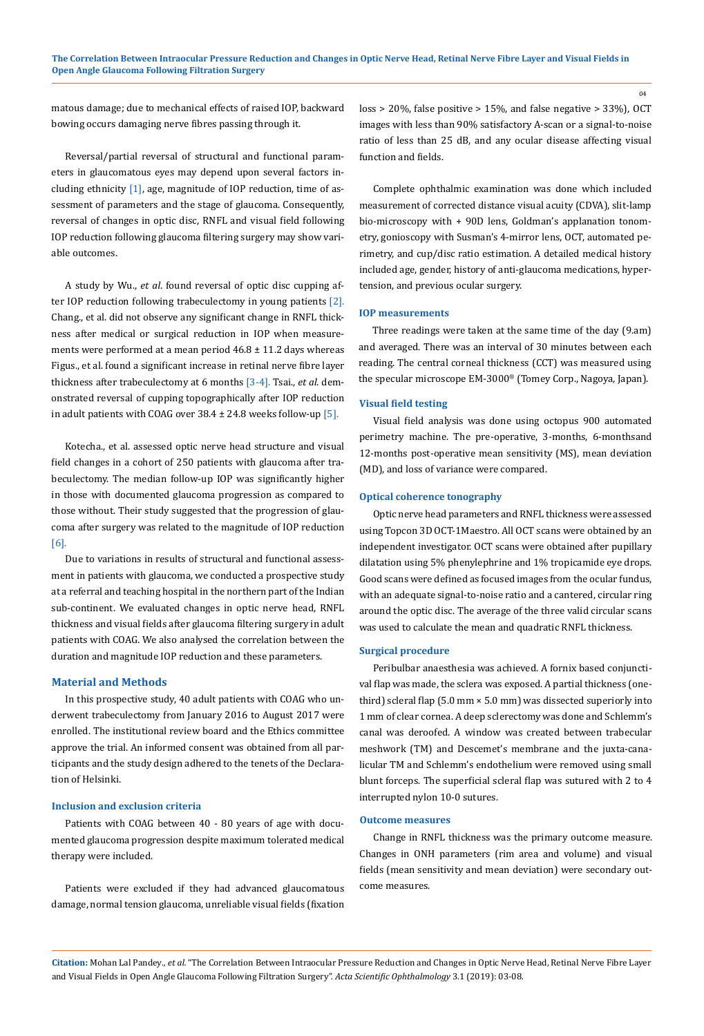matous damage; due to mechanical effects of raised IOP, backward bowing occurs damaging nerve fibres passing through it.

Reversal/partial reversal of structural and functional parameters in glaucomatous eyes may depend upon several factors including ethnicity [1], age, magnitude of IOP reduction, time of assessment of parameters and the stage of glaucoma. Consequently, reversal of changes in optic disc, RNFL and visual field following IOP reduction following glaucoma filtering surgery may show variable outcomes.

A study by Wu., *et al*. found reversal of optic disc cupping after IOP reduction following trabeculectomy in young patients [2]. Chang., et al. did not observe any significant change in RNFL thickness after medical or surgical reduction in IOP when measurements were performed at a mean period 46.8 ± 11.2 days whereas Figus., et al. found a significant increase in retinal nerve fibre layer thickness after trabeculectomy at 6 months [3-4]. Tsai., *et al*. demonstrated reversal of cupping topographically after IOP reduction in adult patients with COAG over 38.4 ± 24.8 weeks follow-up [5].

Kotecha., et al. assessed optic nerve head structure and visual field changes in a cohort of 250 patients with glaucoma after trabeculectomy. The median follow-up IOP was significantly higher in those with documented glaucoma progression as compared to those without. Their study suggested that the progression of glaucoma after surgery was related to the magnitude of IOP reduction [6].

Due to variations in results of structural and functional assessment in patients with glaucoma, we conducted a prospective study at a referral and teaching hospital in the northern part of the Indian sub-continent. We evaluated changes in optic nerve head, RNFL thickness and visual fields after glaucoma filtering surgery in adult patients with COAG. We also analysed the correlation between the duration and magnitude IOP reduction and these parameters.

## Material and Methods

In this prospective study, 40 adult patients with COAG who underwent trabeculectomy from January 2016 to August 2017 were enrolled. The institutional review board and the Ethics committee approve the trial. An informed consent was obtained from all participants and the study design adhered to the tenets of the Declaration of Helsinki.

### Inclusion and exclusion criteria

Patients with COAG between 40 - 80 years of age with documented glaucoma progression despite maximum tolerated medical therapy were included.

Patients were excluded if they had advanced glaucomatous damage, normal tension glaucoma, unreliable visual fields (fixation loss > 20%, false positive > 15%, and false negative > 33%), OCT images with less than 90% satisfactory A-scan or a signal-to-noise ratio of less than 25 dB, and any ocular disease affecting visual function and fields.

Complete ophthalmic examination was done which included measurement of corrected distance visual acuity (CDVA), slit-lamp bio-microscopy with + 90D lens, Goldman's applanation tonometry, gonioscopy with Susman's 4-mirror lens, OCT, automated perimetry, and cup/disc ratio estimation. A detailed medical history included age, gender, history of anti-glaucoma medications, hypertension, and previous ocular surgery.

### IOP measurements

Three readings were taken at the same time of the day (9.am) and averaged. There was an interval of 30 minutes between each reading. The central corneal thickness (CCT) was measured using the specular microscope EM-3000® (Tomey Corp., Nagoya, Japan).

### Visual field testing

Visual field analysis was done using octopus 900 automated perimetry machine. The pre-operative, 3-months, 6-monthsand 12-months post-operative mean sensitivity (MS), mean deviation (MD), and loss of variance were compared.

### Optical coherence tonography

Optic nerve head parameters and RNFL thickness were assessed using Topcon 3D OCT-1Maestro. All OCT scans were obtained by an independent investigator. OCT scans were obtained after pupillary dilatation using 5% phenylephrine and 1% tropicamide eye drops. Good scans were defined as focused images from the ocular fundus, with an adequate signal-to-noise ratio and a cantered, circular ring around the optic disc. The average of the three valid circular scans was used to calculate the mean and quadratic RNFL thickness.

### Surgical procedure

Peribulbar anaesthesia was achieved. A fornix based conjunctival flap was made, the sclera was exposed. A partial thickness (one-third) scleral flap (5.0 mm × 5.0 mm) was dissected superiorly into 1 mm of clear cornea. A deep sclerectomy was done and Schlemm's canal was deroofed. A window was created between trabecular meshwork (TM) and Descemet's membrane and the juxta-canalicular TM and Schlemm's endothelium were removed using small blunt forceps. The superficial scleral flap was sutured with 2 to 4 interrupted nylon 10-0 sutures.

### Outcome measures

Change in RNFL thickness was the primary outcome measure. Changes in ONH parameters (rim area and volume) and visual fields (mean sensitivity and mean deviation) were secondary outcome measures.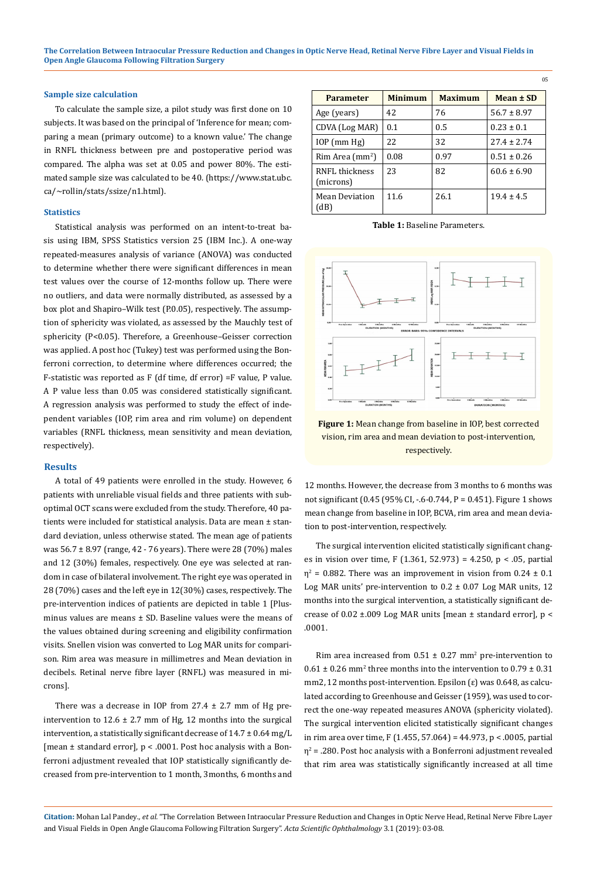### Sample size calculation

To calculate the sample size, a pilot study was first done on 10 subjects. It was based on the principal of 'Inference for mean; comparing a mean (primary outcome) to a known value.' The change in RNFL thickness between pre and postoperative period was compared. The alpha was set at 0.05 and power 80%. The estimated sample size was calculated to be 40. (https://www.stat.ubc.ca/~rollin/stats/ssize/n1.html).

### Statistics

Statistical analysis was performed on an intent-to-treat basis using IBM, SPSS Statistics version 25 (IBM Inc.). A one-way repeated-measures analysis of variance (ANOVA) was conducted to determine whether there were significant differences in mean test values over the course of 12-months follow up. There were no outliers, and data were normally distributed, as assessed by a box plot and Shapiro–Wilk test (P.0.05), respectively. The assumption of sphericity was violated, as assessed by the Mauchly test of sphericity ($P<0.05$). Therefore, a Greenhouse–Geisser correction was applied. A post hoc (Tukey) test was performed using the Bonferroni correction, to determine where differences occurred; the F-statistic was reported as F (df time, df error) =F value, P value. A P value less than 0.05 was considered statistically significant. A regression analysis was performed to study the effect of independent variables (IOP, rim area and rim volume) on dependent variables (RNFL thickness, mean sensitivity and mean deviation, respectively).

## Results

A total of 49 patients were enrolled in the study. However, 6 patients with unreliable visual fields and three patients with suboptimal OCT scans were excluded from the study. Therefore, 40 patients were included for statistical analysis. Data are mean ± standard deviation, unless otherwise stated. The mean age of patients was 56.7 ± 8.97 (range, 42 - 76 years). There were 28 (70%) males and 12 (30%) females, respectively. One eye was selected at random in case of bilateral involvement. The right eye was operated in 28 (70%) cases and the left eye in 12(30%) cases, respectively. The pre-intervention indices of patients are depicted in table 1 [Plus-minus values are means ± SD. Baseline values were the means of the values obtained during screening and eligibility confirmation visits. Snellen vision was converted to Log MAR units for comparison. Rim area was measure in millimetres and Mean deviation in decibels. Retinal nerve fibre layer (RNFL) was measured in microns].

There was a decrease in IOP from 27.4 ± 2.7 mm of Hg pre-intervention to 12.6 ± 2.7 mm of Hg, 12 months into the surgical intervention, a statistically significant decrease of 14.7 ± 0.64 mg/L [mean ± standard error], $p < .0001$. Post hoc analysis with a Bonferroni adjustment revealed that IOP statistically significantly decreased from pre-intervention to 1 month, 3months, 6 months and 12 months. However, the decrease from 3 months to 6 months was not significant (0.45 (95% CI, -.6-0.744, P = 0.451). Figure 1 shows mean change from baseline in IOP, BCVA, rim area and mean deviation to post-intervention, respectively.

| Parameter | Minimum | Maximum | Mean ± SD |
|---|---|---|---|
| Age (years) | 42 | 76 | 56.7 ± 8.97 |
| CDVA (Log MAR) | 0.1 | 0.5 | 0.23 ± 0.1 |
| IOP (mm Hg) | 22 | 32 | 27.4 ± 2.74 |
| Rim Area ($mm^2$) | 0.08 | 0.97 | 0.51 ± 0.26 |
| RNFL thickness (microns) | 23 | 82 | 60.6 ± 6.90 |
| Mean Deviation (dB) | 11.6 | 26.1 | 19.4 ± 4.5 |

**Table 1:** Baseline Parameters.

**Figure 1:** Mean change from baseline in IOP, best corrected vision, rim area and mean deviation to post-intervention, respectively.

The surgical intervention elicited statistically significant changes in vision over time, $F (1.361, 52.973) = 4.250$, $p < .05$, partial $\eta^2 = 0.882$. There was an improvement in vision from 0.24 ± 0.1 Log MAR units' pre-intervention to 0.2 ± 0.07 Log MAR units, 12 months into the surgical intervention, a statistically significant decrease of 0.02 ±.009 Log MAR units [mean ± standard error], $p < .0001$.

Rim area increased from 0.51 ± 0.27 $mm^2$ pre-intervention to 0.61 ± 0.26 $mm^2$ three months into the intervention to 0.79 ± 0.31 mm2, 12 months post-intervention. Epsilon (ε) was 0.648, as calculated according to Greenhouse and Geisser (1959), was used to correct the one-way repeated measures ANOVA (sphericity violated). The surgical intervention elicited statistically significant changes in rim area over time, $F (1.455, 57.064) = 44.973$, $p < .0005$, partial $\eta^2 = .280$. Post hoc analysis with a Bonferroni adjustment revealed that rim area was statistically significantly increased at all time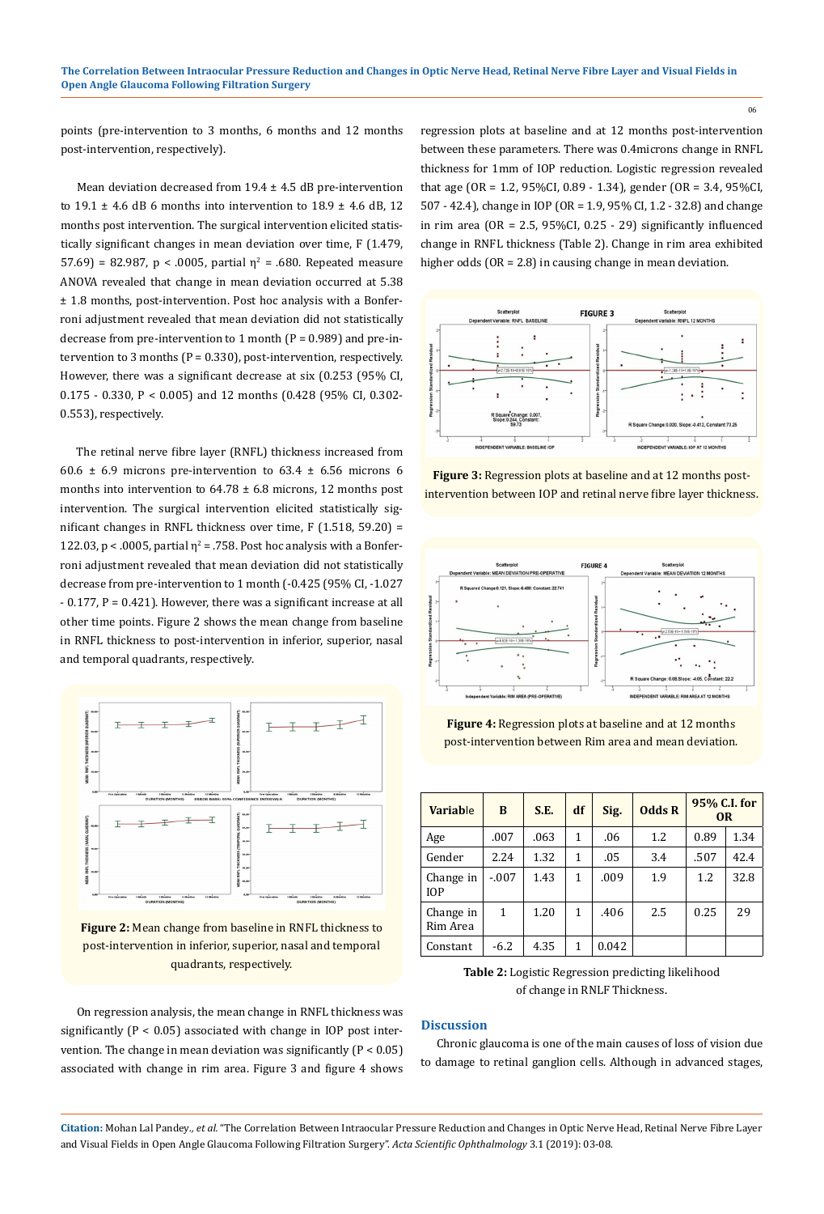points (pre-intervention to 3 months, 6 months and 12 months post-intervention, respectively).

Mean deviation decreased from 19.4 ± 4.5 dB pre-intervention to 19.1 ± 4.6 dB 6 months into intervention to 18.9 ± 4.6 dB, 12 months post intervention. The surgical intervention elicited statistically significant changes in mean deviation over time, F (1.479, 57.69) = 82.987, p < .0005, partial $\eta^2$ = .680. Repeated measure ANOVA revealed that change in mean deviation occurred at 5.38 ± 1.8 months, post-intervention. Post hoc analysis with a Bonferroni adjustment revealed that mean deviation did not statistically decrease from pre-intervention to 1 month (P = 0.989) and pre-intervention to 3 months (P = 0.330), post-intervention, respectively. However, there was a significant decrease at six (0.253 (95% CI, 0.175 - 0.330, P < 0.005) and 12 months (0.428 (95% CI, 0.302-0.553), respectively.

The retinal nerve fibre layer (RNFL) thickness increased from 60.6 ± 6.9 microns pre-intervention to 63.4 ± 6.56 microns 6 months into intervention to 64.78 ± 6.8 microns, 12 months post intervention. The surgical intervention elicited statistically significant changes in RNFL thickness over time, F (1.518, 59.20) = 122.03, p < .0005, partial $\eta^2$ = .758. Post hoc analysis with a Bonferroni adjustment revealed that mean deviation did not statistically decrease from pre-intervention to 1 month (-0.425 (95% CI, -1.027 - 0.177, P = 0.421). However, there was a significant increase at all other time points. Figure 2 shows the mean change from baseline in RNFL thickness to post-intervention in inferior, superior, nasal and temporal quadrants, respectively.

**Figure 2:** Mean change from baseline in RNFL thickness to post-intervention in inferior, superior, nasal and temporal quadrants, respectively.

On regression analysis, the mean change in RNFL thickness was significantly (P < 0.05) associated with change in IOP post intervention. The change in mean deviation was significantly (P < 0.05) associated with change in rim area. Figure 3 and figure 4 shows regression plots at baseline and at 12 months post-intervention between these parameters. There was 0.4microns change in RNFL thickness for 1mm of IOP reduction. Logistic regression revealed that age (OR = 1.2, 95%CI, 0.89 - 1.34), gender (OR = 3.4, 95%CI, 507 - 42.4), change in IOP (OR = 1.9, 95% CI, 1.2 - 32.8) and change in rim area (OR = 2.5, 95%CI, 0.25 - 29) significantly influenced change in RNFL thickness (Table 2). Change in rim area exhibited higher odds (OR = 2.8) in causing change in mean deviation.

**Figure 3:** Regression plots at baseline and at 12 months post-intervention between IOP and retinal nerve fibre layer thickness.

**Figure 4:** Regression plots at baseline and at 12 months post-intervention between Rim area and mean deviation.

| Variable | B | S.E. | df | Sig. | Odds R | 95% C.I. for OR | |
|---|---|---|---|---|---|---|---|
| Age | .007 | .063 | 1 | .06 | 1.2 | 0.89 | 1.34 |
| Gender | 2.24 | 1.32 | 1 | .05 | 3.4 | .507 | 42.4 |
| Change in IOP | -.007 | 1.43 | 1 | .009 | 1.9 | 1.2 | 32.8 |
| Change in Rim Area | 1 | 1.20 | 1 | .406 | 2.5 | 0.25 | 29 |
| Constant | -6.2 | 4.35 | 1 | 0.042 | | | |

**Table 2:** Logistic Regression predicting likelihood of change in RNLF Thickness.

## Discussion

Chronic glaucoma is one of the main causes of loss of vision due to damage to retinal ganglion cells. Although in advanced stages,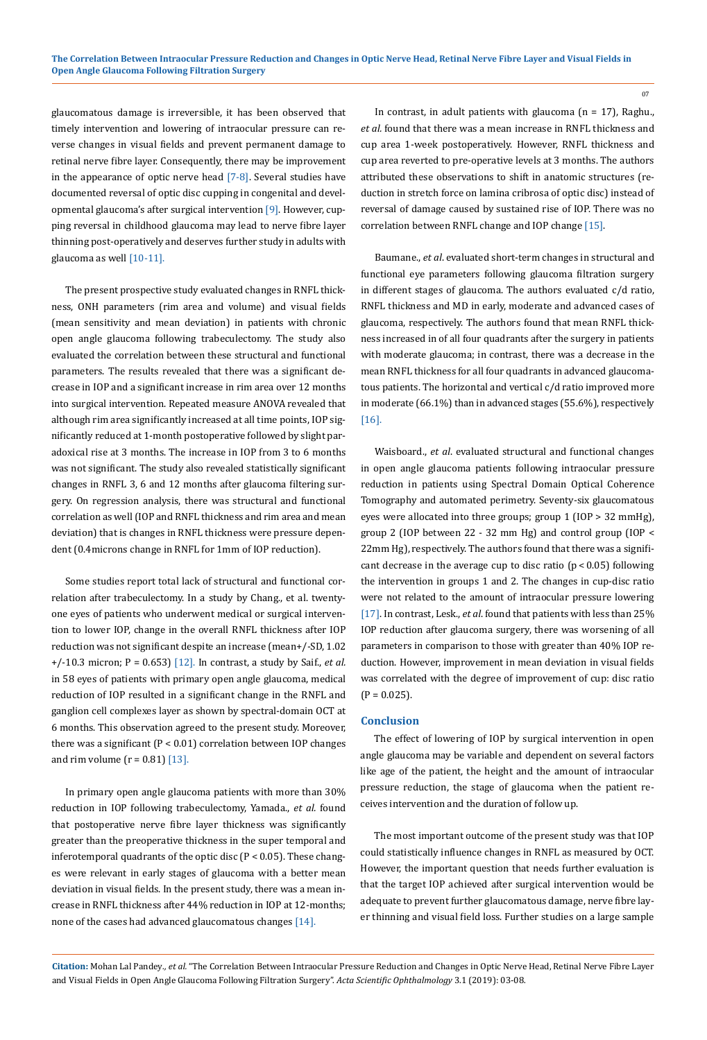glaucomatous damage is irreversible, it has been observed that timely intervention and lowering of intraocular pressure can reverse changes in visual fields and prevent permanent damage to retinal nerve fibre layer. Consequently, there may be improvement in the appearance of optic nerve head [7-8]. Several studies have documented reversal of optic disc cupping in congenital and developmental glaucoma's after surgical intervention [9]. However, cupping reversal in childhood glaucoma may lead to nerve fibre layer thinning post-operatively and deserves further study in adults with glaucoma as well [10-11].

The present prospective study evaluated changes in RNFL thickness, ONH parameters (rim area and volume) and visual fields (mean sensitivity and mean deviation) in patients with chronic open angle glaucoma following trabeculectomy. The study also evaluated the correlation between these structural and functional parameters. The results revealed that there was a significant decrease in IOP and a significant increase in rim area over 12 months into surgical intervention. Repeated measure ANOVA revealed that although rim area significantly increased at all time points, IOP significantly reduced at 1-month postoperative followed by slight paradoxical rise at 3 months. The increase in IOP from 3 to 6 months was not significant. The study also revealed statistically significant changes in RNFL 3, 6 and 12 months after glaucoma filtering surgery. On regression analysis, there was structural and functional correlation as well (IOP and RNFL thickness and rim area and mean deviation) that is changes in RNFL thickness were pressure dependent (0.4microns change in RNFL for 1mm of IOP reduction).

Some studies report total lack of structural and functional correlation after trabeculectomy. In a study by Chang., et al. twenty-one eyes of patients who underwent medical or surgical intervention to lower IOP, change in the overall RNFL thickness after IOP reduction was not significant despite an increase (mean+/-SD, 1.02 +/-10.3 micron; P = 0.653) [12]. In contrast, a study by Saif., *et al.* in 58 eyes of patients with primary open angle glaucoma, medical reduction of IOP resulted in a significant change in the RNFL and ganglion cell complexes layer as shown by spectral-domain OCT at 6 months. This observation agreed to the present study. Moreover, there was a significant (P < 0.01) correlation between IOP changes and rim volume (r = 0.81) [13].

In primary open angle glaucoma patients with more than 30% reduction in IOP following trabeculectomy, Yamada., *et al.* found that postoperative nerve fibre layer thickness was significantly greater than the preoperative thickness in the super temporal and inferotemporal quadrants of the optic disc (P < 0.05). These changes were relevant in early stages of glaucoma with a better mean deviation in visual fields. In the present study, there was a mean increase in RNFL thickness after 44% reduction in IOP at 12-months; none of the cases had advanced glaucomatous changes [14].

In contrast, in adult patients with glaucoma (n = 17), Raghu., *et al.* found that there was a mean increase in RNFL thickness and cup area 1-week postoperatively. However, RNFL thickness and cup area reverted to pre-operative levels at 3 months. The authors attributed these observations to shift in anatomic structures (reduction in stretch force on lamina cribrosa of optic disc) instead of reversal of damage caused by sustained rise of IOP. There was no correlation between RNFL change and IOP change [15].

Baumane., *et al*. evaluated short-term changes in structural and functional eye parameters following glaucoma filtration surgery in different stages of glaucoma. The authors evaluated c/d ratio, RNFL thickness and MD in early, moderate and advanced cases of glaucoma, respectively. The authors found that mean RNFL thickness increased in of all four quadrants after the surgery in patients with moderate glaucoma; in contrast, there was a decrease in the mean RNFL thickness for all four quadrants in advanced glaucomatous patients. The horizontal and vertical c/d ratio improved more in moderate (66.1%) than in advanced stages (55.6%), respectively [16].

Waisboard., *et al*. evaluated structural and functional changes in open angle glaucoma patients following intraocular pressure reduction in patients using Spectral Domain Optical Coherence Tomography and automated perimetry. Seventy-six glaucomatous eyes were allocated into three groups; group 1 (IOP > 32 mmHg), group 2 (IOP between 22 - 32 mm Hg) and control group (IOP < 22mm Hg), respectively. The authors found that there was a significant decrease in the average cup to disc ratio (p < 0.05) following the intervention in groups 1 and 2. The changes in cup-disc ratio were not related to the amount of intraocular pressure lowering [17]. In contrast, Lesk., *et al.* found that patients with less than 25% IOP reduction after glaucoma surgery, there was worsening of all parameters in comparison to those with greater than 40% IOP reduction. However, improvement in mean deviation in visual fields was correlated with the degree of improvement of cup: disc ratio (P = 0.025).

## Conclusion

The effect of lowering of IOP by surgical intervention in open angle glaucoma may be variable and dependent on several factors like age of the patient, the height and the amount of intraocular pressure reduction, the stage of glaucoma when the patient receives intervention and the duration of follow up.

The most important outcome of the present study was that IOP could statistically influence changes in RNFL as measured by OCT. However, the important question that needs further evaluation is that the target IOP achieved after surgical intervention would be adequate to prevent further glaucomatous damage, nerve fibre layer thinning and visual field loss. Further studies on a large sample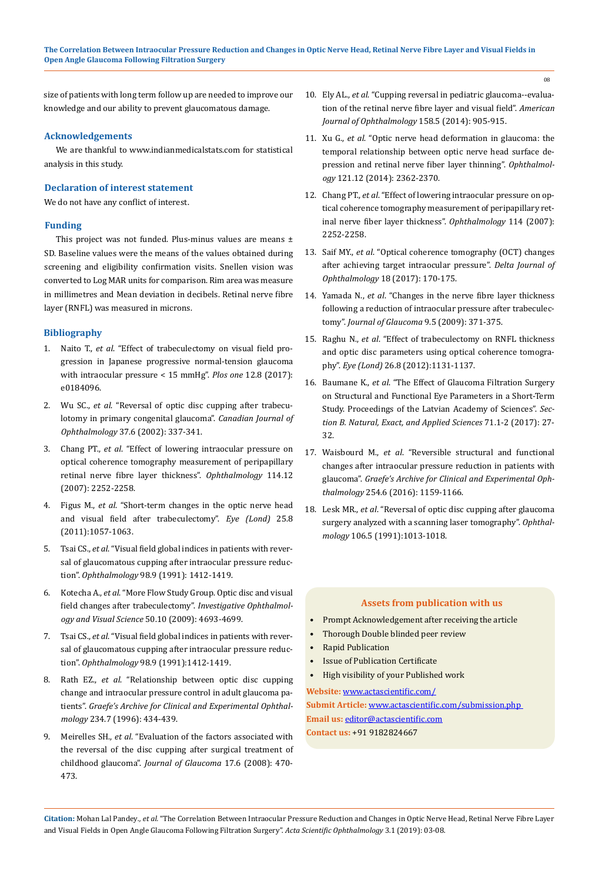size of patients with long term follow up are needed to improve our knowledge and our ability to prevent glaucomatous damage.

## Acknowledgements

We are thankful to www.indianmedicalstats.com for statistical analysis in this study.

## Declaration of interest statement

We do not have any conflict of interest.

## Funding

This project was not funded. Plus-minus values are means ± SD. Baseline values were the means of the values obtained during screening and eligibility confirmation visits. Snellen vision was converted to Log MAR units for comparison. Rim area was measure in millimetres and Mean deviation in decibels. Retinal nerve fibre layer (RNFL) was measured in microns.

## Bibliography

1. Naito T., *et al.* "Effect of trabeculectomy on visual field progression in Japanese progressive normal-tension glaucoma with intraocular pressure < 15 mmHg". *Plos one* 12.8 (2017): e0184096.
2. Wu SC., *et al.* "Reversal of optic disc cupping after trabeculotomy in primary congenital glaucoma". *Canadian Journal of Ophthalmology* 37.6 (2002): 337-341.
3. Chang PT., *et al.* "Effect of lowering intraocular pressure on optical coherence tomography measurement of peripapillary retinal nerve fibre layer thickness". *Ophthalmology* 114.12 (2007): 2252-2258.
4. Figus M., *et al.* "Short-term changes in the optic nerve head and visual field after trabeculectomy". *Eye (Lond)* 25.8 (2011):1057-1063.
5. Tsai CS., *et al.* "Visual field global indices in patients with reversal of glaucomatous cupping after intraocular pressure reduction". *Ophthalmology* 98.9 (1991): 1412-1419.
6. Kotecha A., *et al.* "More Flow Study Group. Optic disc and visual field changes after trabeculectomy". *Investigative Ophthalmology and Visual Science* 50.10 (2009): 4693-4699.
7. Tsai CS., *et al.* "Visual field global indices in patients with reversal of glaucomatous cupping after intraocular pressure reduction". *Ophthalmology* 98.9 (1991):1412-1419.
8. Rath EZ., *et al.* "Relationship between optic disc cupping change and intraocular pressure control in adult glaucoma patients". *Graefe's Archive for Clinical and Experimental Ophthalmology* 234.7 (1996): 434-439.
9. Meirelles SH., *et al.* "Evaluation of the factors associated with the reversal of the disc cupping after surgical treatment of childhood glaucoma". *Journal of Glaucoma* 17.6 (2008): 470-473.
10. Ely AL., *et al.* "Cupping reversal in pediatric glaucoma--evaluation of the retinal nerve fibre layer and visual field". *American Journal of Ophthalmology* 158.5 (2014): 905-915.
11. Xu G., *et al.* "Optic nerve head deformation in glaucoma: the temporal relationship between optic nerve head surface depression and retinal nerve fiber layer thinning". *Ophthalmology* 121.12 (2014): 2362-2370.
12. Chang PT., *et al.* "Effect of lowering intraocular pressure on optical coherence tomography measurement of peripapillary retinal nerve fiber layer thickness". *Ophthalmology* 114 (2007): 2252-2258.
13. Saif MY., *et al.* "Optical coherence tomography (OCT) changes after achieving target intraocular pressure". *Delta Journal of Ophthalmology* 18 (2017): 170-175.
14. Yamada N., *et al.* "Changes in the nerve fibre layer thickness following a reduction of intraocular pressure after trabeculectomy". *Journal of Glaucoma* 9.5 (2009): 371-375.
15. Raghu N., *et al.* "Effect of trabeculectomy on RNFL thickness and optic disc parameters using optical coherence tomography". *Eye (Lond)* 26.8 (2012):1131-1137.
16. Baumane K., *et al.* "The Effect of Glaucoma Filtration Surgery on Structural and Functional Eye Parameters in a Short-Term Study. Proceedings of the Latvian Academy of Sciences". *Section B. Natural, Exact, and Applied Sciences* 71.1-2 (2017): 27-32.
17. Waisbourd M., *et al.* "Reversible structural and functional changes after intraocular pressure reduction in patients with glaucoma". *Graefe's Archive for Clinical and Experimental Ophthalmology* 254.6 (2016): 1159-1166.
18. Lesk MR., *et al.* "Reversal of optic disc cupping after glaucoma surgery analyzed with a scanning laser tomography". *Ophthalmology* 106.5 (1991):1013-1018.

**Assets from publication with us**

- Prompt Acknowledgement after receiving the article
- Thorough Double blinded peer review
- Rapid Publication
- Issue of Publication Certificate
- High visibility of your Published work

**Website:** www.actascientific.com/
**Submit Article:** www.actascientific.com/submission.php
**Email us:** editor@actascientific.com
**Contact us:** +91 9182824667